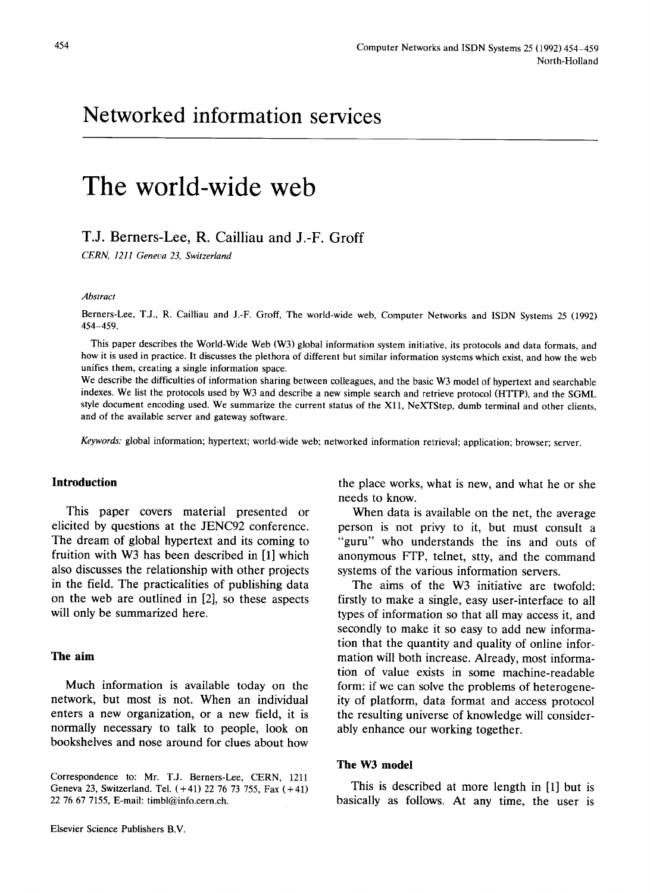# Networked information services

# The world-wide web

## T.J. Berners-Lee, R. Cailliau and J.-F. Groff

*CERN, 1211 Geneva 23, Switzerland*

*Abstract*

Berners-Lee, T.J., R. Cailliau and J.-F. Groff, The world-wide web, Computer Networks and ISDN Systems 25 (1992) 454–459.

This paper describes the World-Wide Web (W3) global information system initiative, its protocols and data formats, and how it is used in practice. It discusses the plethora of different but similar information systems which exist, and how the web unifies them, creating a single information space.

We describe the difficulties of information sharing between colleagues, and the basic W3 model of hypertext and searchable indexes. We list the protocols used by W3 and describe a new simple search and retrieve protocol (HTTP), and the SGML style document encoding used. We summarize the current status of the X11, NeXTStep, dumb terminal and other clients, and of the available server and gateway software.

*Keywords:* global information; hypertext; world-wide web; networked information retrieval; application; browser; server.

Correspondence to: Mr. T.J. Berners-Lee, CERN, 1211 Geneva 23, Switzerland. Tel. (+41) 22 76 73 755, Fax (+41) 22 76 67 7155, E-mail: timbl@info.cern.ch.

Elsevier Science Publishers B.V.

### Introduction

This paper covers material presented or elicited by questions at the JENC92 conference. The dream of global hypertext and its coming to fruition with W3 has been described in [1] which also discusses the relationship with other projects in the field. The practicalities of publishing data on the web are outlined in [2], so these aspects will only be summarized here.

### The aim

Much information is available today on the network, but most is not. When an individual enters a new organization, or a new field, it is normally necessary to talk to people, look on bookshelves and nose around for clues about how the place works, what is new, and what he or she needs to know.

When data is available on the net, the average person is not privy to it, but must consult a "guru" who understands the ins and outs of anonymous FTP, telnet, stty, and the command systems of the various information servers.

The aims of the W3 initiative are twofold: firstly to make a single, easy user-interface to all types of information so that all may access it, and secondly to make it so easy to add new information that the quantity and quality of online information will both increase. Already, most information of value exists in some machine-readable form: if we can solve the problems of heterogeneity of platform, data format and access protocol the resulting universe of knowledge will considerably enhance our working together.

### The W3 model

This is described at more length in [1] but is basically as follows. At any time, the user is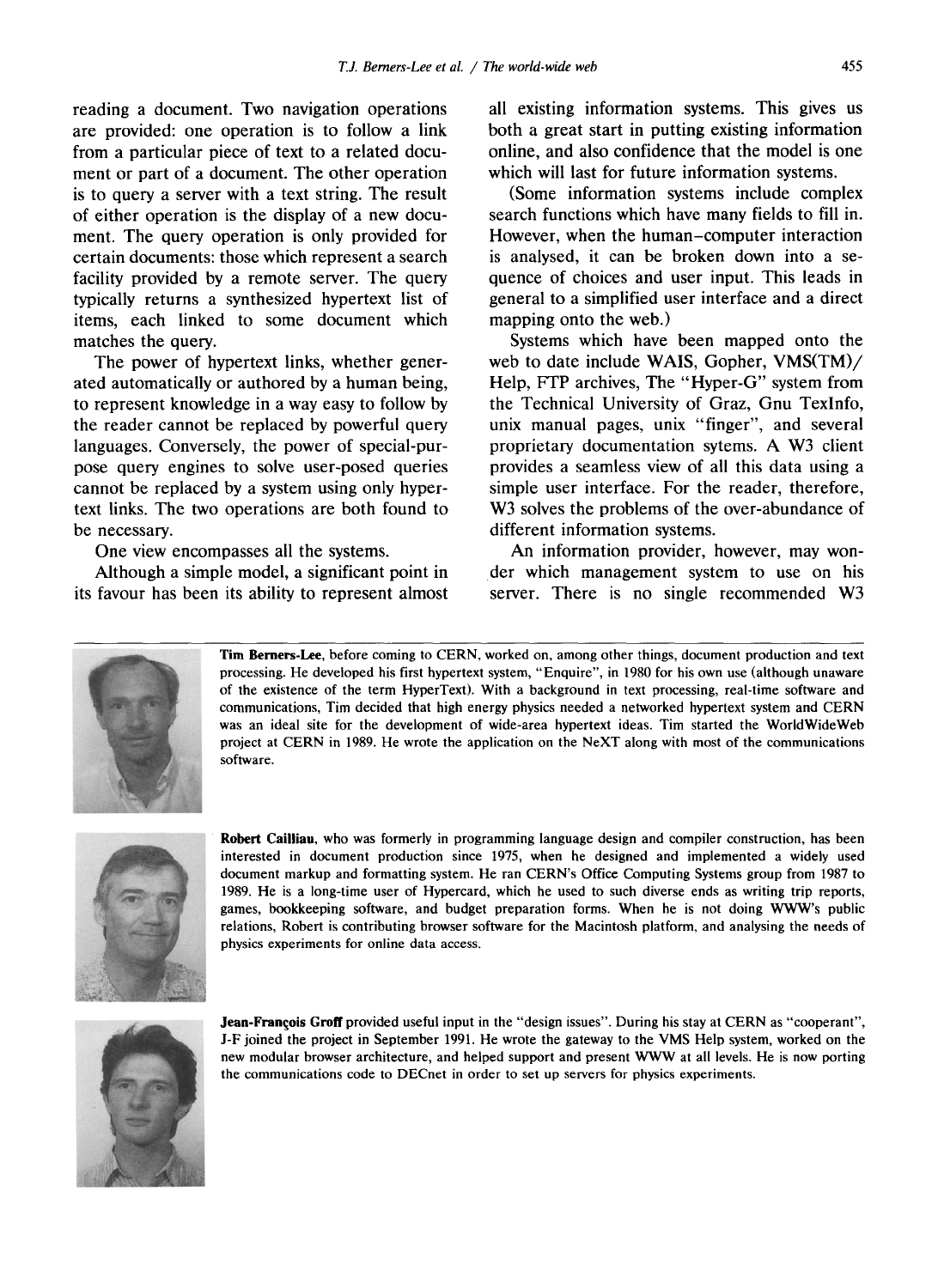reading a document. Two navigation operations are provided: one operation is to follow a link from a particular piece of text to a related document or part of a document. The other operation is to query a server with a text string. The result of either operation is the display of a new document. The query operation is only provided for certain documents: those which represent a search facility provided by a remote server. The query typically returns a synthesized hypertext list of items, each linked to some document which matches the query.

The power of hypertext links, whether generated automatically or authored by a human being, to represent knowledge in a way easy to follow by the reader cannot be replaced by powerful query languages. Conversely, the power of special-purpose query engines to solve user-posed queries cannot be replaced by a system using only hypertext links. The two operations are both found to be necessary.

One view encompasses all the systems.

Although a simple model, a significant point in its favour has been its ability to represent almost all existing information systems. This gives us both a great start in putting existing information online, and also confidence that the model is one which will last for future information systems.

(Some information systems include complex search functions which have many fields to fill in. However, when the human–computer interaction is analysed, it can be broken down into a sequence of choices and user input. This leads in general to a simplified user interface and a direct mapping onto the web.)

Systems which have been mapped onto the web to date include WAIS, Gopher, VMS(TM)/Help, FTP archives, The "Hyper-G" system from the Technical University of Graz, Gnu TexInfo, unix manual pages, unix "finger", and several proprietary documentation sytems. A W3 client provides a seamless view of all this data using a simple user interface. For the reader, therefore, W3 solves the problems of the over-abundance of different information systems.

An information provider, however, may wonder which management system to use on his server. There is no single recommended W3

**Tim Berners-Lee**, before coming to CERN, worked on, among other things, document production and text processing. He developed his first hypertext system, "Enquire", in 1980 for his own use (although unaware of the existence of the term HyperText). With a background in text processing, real-time software and communications, Tim decided that high energy physics needed a networked hypertext system and CERN was an ideal site for the development of wide-area hypertext ideas. Tim started the WorldWideWeb project at CERN in 1989. He wrote the application on the NeXT along with most of the communications software.

**Robert Cailliau**, who was formerly in programming language design and compiler construction, has been interested in document production since 1975, when he designed and implemented a widely used document markup and formatting system. He ran CERN's Office Computing Systems group from 1987 to 1989. He is a long-time user of Hypercard, which he used to such diverse ends as writing trip reports, games, bookkeeping software, and budget preparation forms. When he is not doing WWW's public relations, Robert is contributing browser software for the Macintosh platform, and analysing the needs of physics experiments for online data access.

**Jean-François Groff** provided useful input in the "design issues". During his stay at CERN as "cooperant", J-F joined the project in September 1991. He wrote the gateway to the VMS Help system, worked on the new modular browser architecture, and helped support and present WWW at all levels. He is now porting the communications code to DECnet in order to set up servers for physics experiments.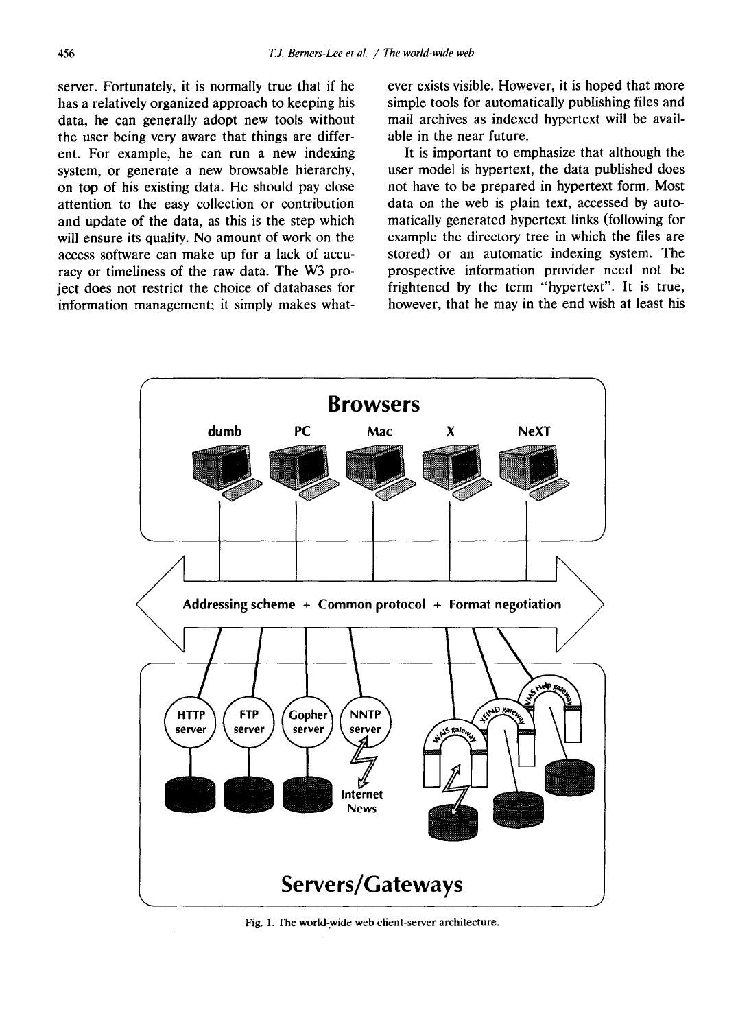server. Fortunately, it is normally true that if he has a relatively organized approach to keeping his data, he can generally adopt new tools without the user being very aware that things are different. For example, he can run a new indexing system, or generate a new browsable hierarchy, on top of his existing data. He should pay close attention to the easy collection or contribution and update of the data, as this is the step which will ensure its quality. No amount of work on the access software can make up for a lack of accuracy or timeliness of the raw data. The W3 project does not restrict the choice of databases for information management; it simply makes whatever exists visible. However, it is hoped that more simple tools for automatically publishing files and mail archives as indexed hypertext will be available in the near future.

It is important to emphasize that although the user model is hypertext, the data published does not have to be prepared in hypertext form. Most data on the web is plain text, accessed by automatically generated hypertext links (following for example the directory tree in which the files are stored) or an automatic indexing system. The prospective information provider need not be frightened by the term "hypertext". It is true, however, that he may in the end wish at least his

Fig. 1. The world-wide web client-server architecture.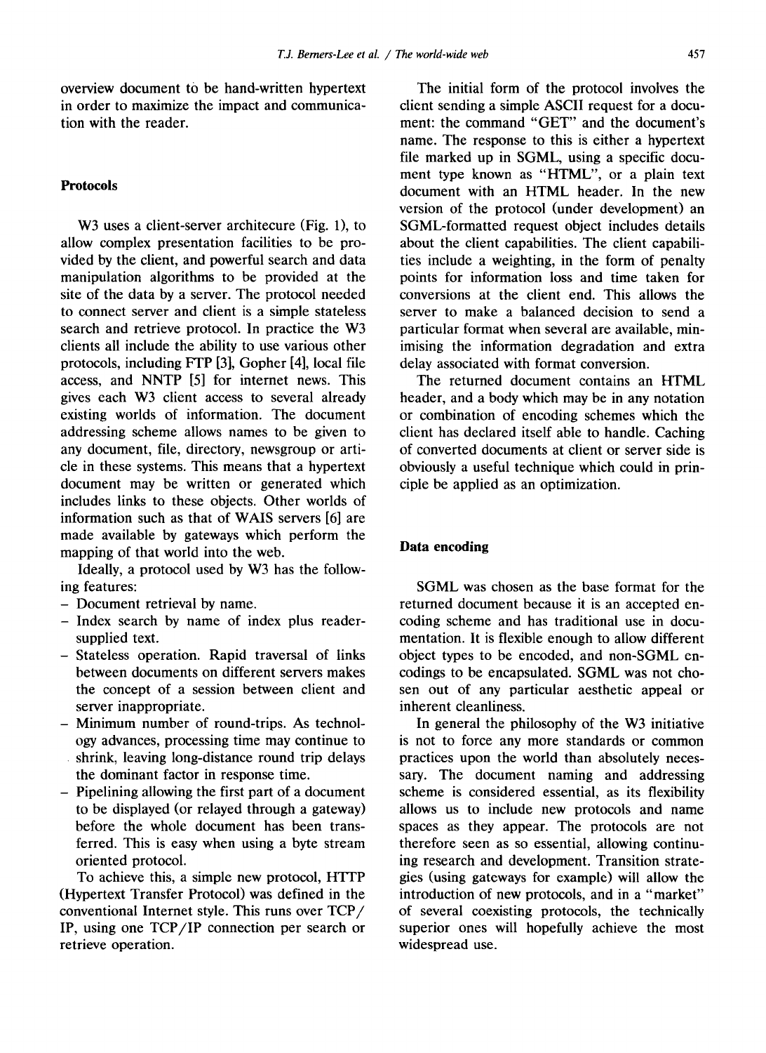overview document to be hand-written hypertext in order to maximize the impact and communication with the reader.

## Protocols

W3 uses a client-server architecure (Fig. 1), to allow complex presentation facilities to be provided by the client, and powerful search and data manipulation algorithms to be provided at the site of the data by a server. The protocol needed to connect server and client is a simple stateless search and retrieve protocol. In practice the W3 clients all include the ability to use various other protocols, including FTP [3], Gopher [4], local file access, and NNTP [5] for internet news. This gives each W3 client access to several already existing worlds of information. The document addressing scheme allows names to be given to any document, file, directory, newsgroup or article in these systems. This means that a hypertext document may be written or generated which includes links to these objects. Other worlds of information such as that of WAIS servers [6] are made available by gateways which perform the mapping of that world into the web.

Ideally, a protocol used by W3 has the following features:

- Document retrieval by name.
- Index search by name of index plus reader-supplied text.
- Stateless operation. Rapid traversal of links between documents on different servers makes the concept of a session between client and server inappropriate.
- Minimum number of round-trips. As technology advances, processing time may continue to shrink, leaving long-distance round trip delays the dominant factor in response time.
- Pipelining allowing the first part of a document to be displayed (or relayed through a gateway) before the whole document has been transferred. This is easy when using a byte stream oriented protocol.

To achieve this, a simple new protocol, HTTP (Hypertext Transfer Protocol) was defined in the conventional Internet style. This runs over TCP/IP, using one TCP/IP connection per search or retrieve operation.

The initial form of the protocol involves the client sending a simple ASCII request for a document: the command "GET" and the document's name. The response to this is either a hypertext file marked up in SGML, using a specific document type known as "HTML", or a plain text document with an HTML header. In the new version of the protocol (under development) an SGML-formatted request object includes details about the client capabilities. The client capabilities include a weighting, in the form of penalty points for information loss and time taken for conversions at the client end. This allows the server to make a balanced decision to send a particular format when several are available, minimising the information degradation and extra delay associated with format conversion.

The returned document contains an HTML header, and a body which may be in any notation or combination of encoding schemes which the client has declared itself able to handle. Caching of converted documents at client or server side is obviously a useful technique which could in principle be applied as an optimization.

## Data encoding

SGML was chosen as the base format for the returned document because it is an accepted encoding scheme and has traditional use in documentation. It is flexible enough to allow different object types to be encoded, and non-SGML encodings to be encapsulated. SGML was not chosen out of any particular aesthetic appeal or inherent cleanliness.

In general the philosophy of the W3 initiative is not to force any more standards or common practices upon the world than absolutely necessary. The document naming and addressing scheme is considered essential, as its flexibility allows us to include new protocols and name spaces as they appear. The protocols are not therefore seen as so essential, allowing continuing research and development. Transition strategies (using gateways for example) will allow the introduction of new protocols, and in a "market" of several coexisting protocols, the technically superior ones will hopefully achieve the most widespread use.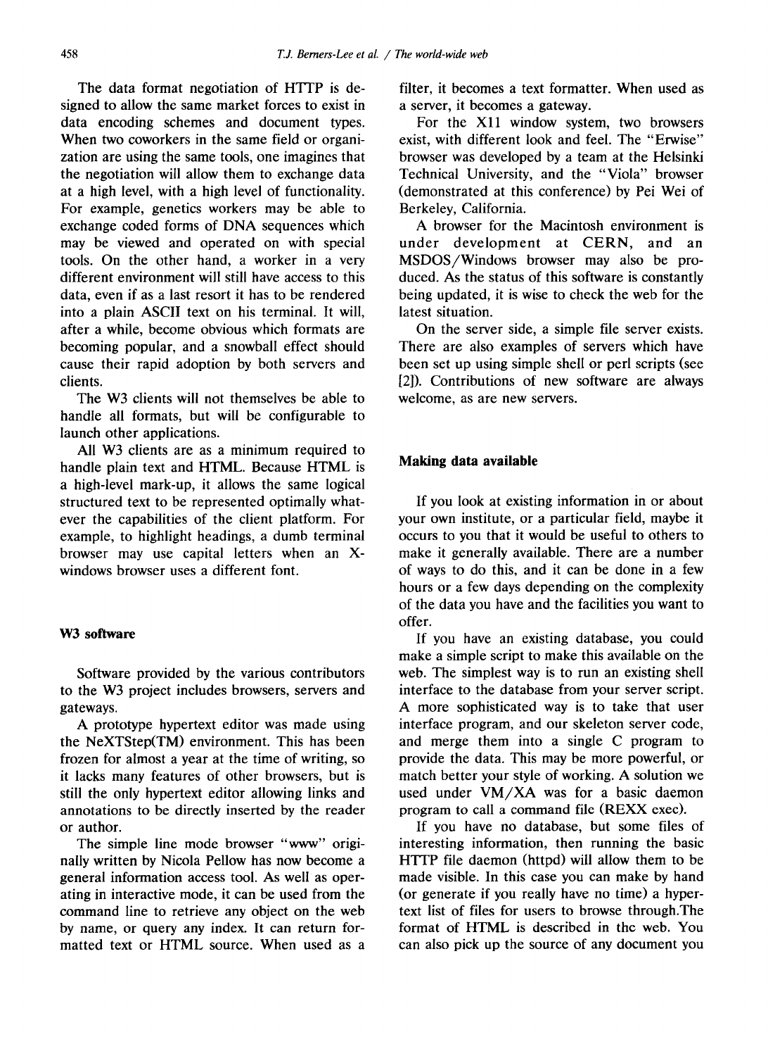The data format negotiation of HTTP is designed to allow the same market forces to exist in data encoding schemes and document types. When two coworkers in the same field or organization are using the same tools, one imagines that the negotiation will allow them to exchange data at a high level, with a high level of functionality. For example, genetics workers may be able to exchange coded forms of DNA sequences which may be viewed and operated on with special tools. On the other hand, a worker in a very different environment will still have access to this data, even if as a last resort it has to be rendered into a plain ASCII text on his terminal. It will, after a while, become obvious which formats are becoming popular, and a snowball effect should cause their rapid adoption by both servers and clients.

The W3 clients will not themselves be able to handle all formats, but will be configurable to launch other applications.

All W3 clients are as a minimum required to handle plain text and HTML. Because HTML is a high-level mark-up, it allows the same logical structured text to be represented optimally whatever the capabilities of the client platform. For example, to highlight headings, a dumb terminal browser may use capital letters when an X-windows browser uses a different font.

## W3 software

Software provided by the various contributors to the W3 project includes browsers, servers and gateways.

A prototype hypertext editor was made using the NeXTStep(TM) environment. This has been frozen for almost a year at the time of writing, so it lacks many features of other browsers, but is still the only hypertext editor allowing links and annotations to be directly inserted by the reader or author.

The simple line mode browser "www" originally written by Nicola Pellow has now become a general information access tool. As well as operating in interactive mode, it can be used from the command line to retrieve any object on the web by name, or query any index. It can return formatted text or HTML source. When used as a filter, it becomes a text formatter. When used as a server, it becomes a gateway.

For the X11 window system, two browsers exist, with different look and feel. The "Erwise" browser was developed by a team at the Helsinki Technical University, and the "Viola" browser (demonstrated at this conference) by Pei Wei of Berkeley, California.

A browser for the Macintosh environment is under development at CERN, and an MSDOS/Windows browser may also be produced. As the status of this software is constantly being updated, it is wise to check the web for the latest situation.

On the server side, a simple file server exists. There are also examples of servers which have been set up using simple shell or perl scripts (see [2]). Contributions of new software are always welcome, as are new servers.

## Making data available

If you look at existing information in or about your own institute, or a particular field, maybe it occurs to you that it would be useful to others to make it generally available. There are a number of ways to do this, and it can be done in a few hours or a few days depending on the complexity of the data you have and the facilities you want to offer.

If you have an existing database, you could make a simple script to make this available on the web. The simplest way is to run an existing shell interface to the database from your server script. A more sophisticated way is to take that user interface program, and our skeleton server code, and merge them into a single C program to provide the data. This may be more powerful, or match better your style of working. A solution we used under VM/XA was for a basic daemon program to call a command file (REXX exec).

If you have no database, but some files of interesting information, then running the basic HTTP file daemon (httpd) will allow them to be made visible. In this case you can make by hand (or generate if you really have no time) a hypertext list of files for users to browse through.The format of HTML is described in the web. You can also pick up the source of any document you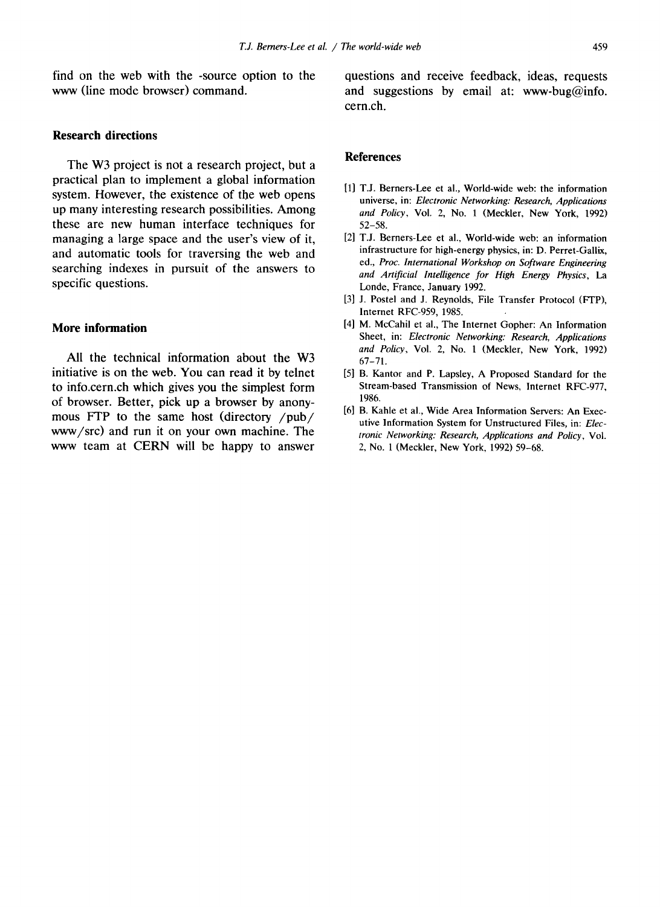find on the web with the -source option to the www (line mode browser) command.

## Research directions

The W3 project is not a research project, but a practical plan to implement a global information system. However, the existence of the web opens up many interesting research possibilities. Among these are new human interface techniques for managing a large space and the user's view of it, and automatic tools for traversing the web and searching indexes in pursuit of the answers to specific questions.

## More information

All the technical information about the W3 initiative is on the web. You can read it by telnet to info.cern.ch which gives you the simplest form of browser. Better, pick up a browser by anonymous FTP to the same host (directory /pub/www/src) and run it on your own machine. The www team at CERN will be happy to answer questions and receive feedback, ideas, requests and suggestions by email at: www-bug@info.cern.ch.

## References

[1] T.J. Berners-Lee et al., World-wide web: the information universe, in: *Electronic Networking: Research, Applications and Policy*, Vol. 2, No. 1 (Meckler, New York, 1992) 52–58.

[2] T.J. Berners-Lee et al., World-wide web: an information infrastructure for high-energy physics, in: D. Perret-Gallix, ed., *Proc. International Workshop on Software Engineering and Artificial Intelligence for High Energy Physics*, La Londe, France, January 1992.

[3] J. Postel and J. Reynolds, File Transfer Protocol (FTP), Internet RFC-959, 1985.

[4] M. McCahil et al., The Internet Gopher: An Information Sheet, in: *Electronic Networking: Research, Applications and Policy*, Vol. 2, No. 1 (Meckler, New York, 1992) 67–71.

[5] B. Kantor and P. Lapsley, A Proposed Standard for the Stream-based Transmission of News, Internet RFC-977, 1986.

[6] B. Kahle et al., Wide Area Information Servers: An Executive Information System for Unstructured Files, in: *Electronic Networking: Research, Applications and Policy*, Vol. 2, No. 1 (Meckler, New York, 1992) 59–68.